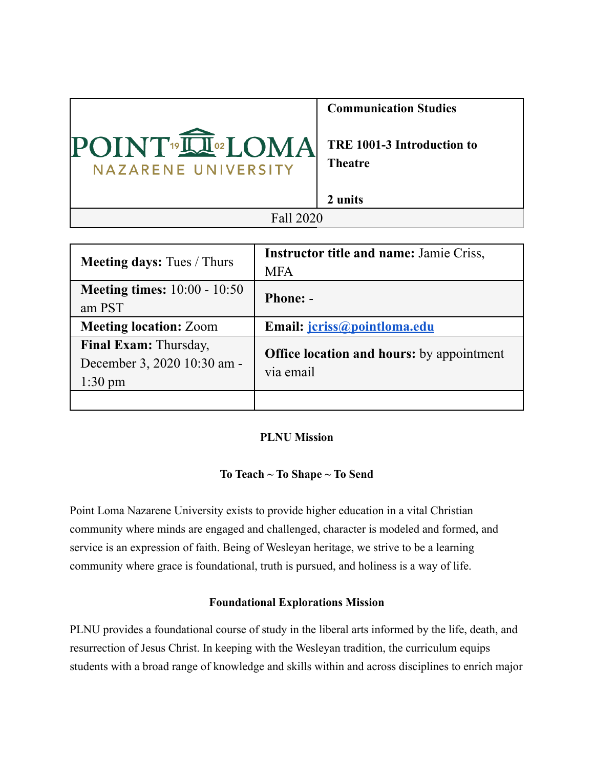| POINT LOMA NAZARENE UNIVERSITY | **Communication Studies**<br><br>**TRE 1001-3 Introduction to Theatre**<br><br>**2 units** |
|---|---|
| Fall 2020 | |

| **Meeting days:** Tues / Thurs | **Instructor title and name:** Jamie Criss, MFA |
|---|---|
| **Meeting times:** 10:00 - 10:50 am PST | **Phone:** - |
| **Meeting location:** Zoom | **Email:** [jcriss@pointloma.edu](mailto:jcriss@pointloma.edu) |
| **Final Exam:** Thursday, December 3, 2020 10:30 am - 1:30 pm | **Office location and hours:** by appointment via email |
| | |

**PLNU Mission**

**To Teach ~ To Shape ~ To Send**

Point Loma Nazarene University exists to provide higher education in a vital Christian community where minds are engaged and challenged, character is modeled and formed, and service is an expression of faith. Being of Wesleyan heritage, we strive to be a learning community where grace is foundational, truth is pursued, and holiness is a way of life.

**Foundational Explorations Mission**

PLNU provides a foundational course of study in the liberal arts informed by the life, death, and resurrection of Jesus Christ. In keeping with the Wesleyan tradition, the curriculum equips students with a broad range of knowledge and skills within and across disciplines to enrich major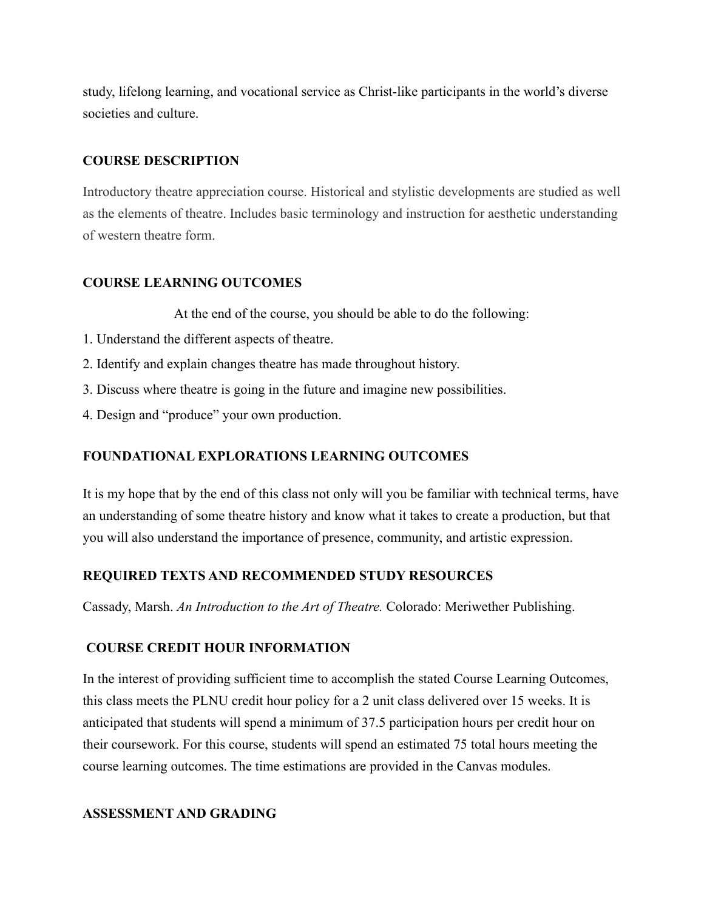study, lifelong learning, and vocational service as Christ-like participants in the world's diverse societies and culture.

## COURSE DESCRIPTION

Introductory theatre appreciation course. Historical and stylistic developments are studied as well as the elements of theatre. Includes basic terminology and instruction for aesthetic understanding of western theatre form.

## COURSE LEARNING OUTCOMES

At the end of the course, you should be able to do the following:

1. Understand the different aspects of theatre.
2. Identify and explain changes theatre has made throughout history.
3. Discuss where theatre is going in the future and imagine new possibilities.
4. Design and "produce" your own production.

## FOUNDATIONAL EXPLORATIONS LEARNING OUTCOMES

It is my hope that by the end of this class not only will you be familiar with technical terms, have an understanding of some theatre history and know what it takes to create a production, but that you will also understand the importance of presence, community, and artistic expression.

## REQUIRED TEXTS AND RECOMMENDED STUDY RESOURCES

Cassady, Marsh. *An Introduction to the Art of Theatre.* Colorado: Meriwether Publishing.

## COURSE CREDIT HOUR INFORMATION

In the interest of providing sufficient time to accomplish the stated Course Learning Outcomes, this class meets the PLNU credit hour policy for a 2 unit class delivered over 15 weeks. It is anticipated that students will spend a minimum of 37.5 participation hours per credit hour on their coursework. For this course, students will spend an estimated 75 total hours meeting the course learning outcomes. The time estimations are provided in the Canvas modules.

## ASSESSMENT AND GRADING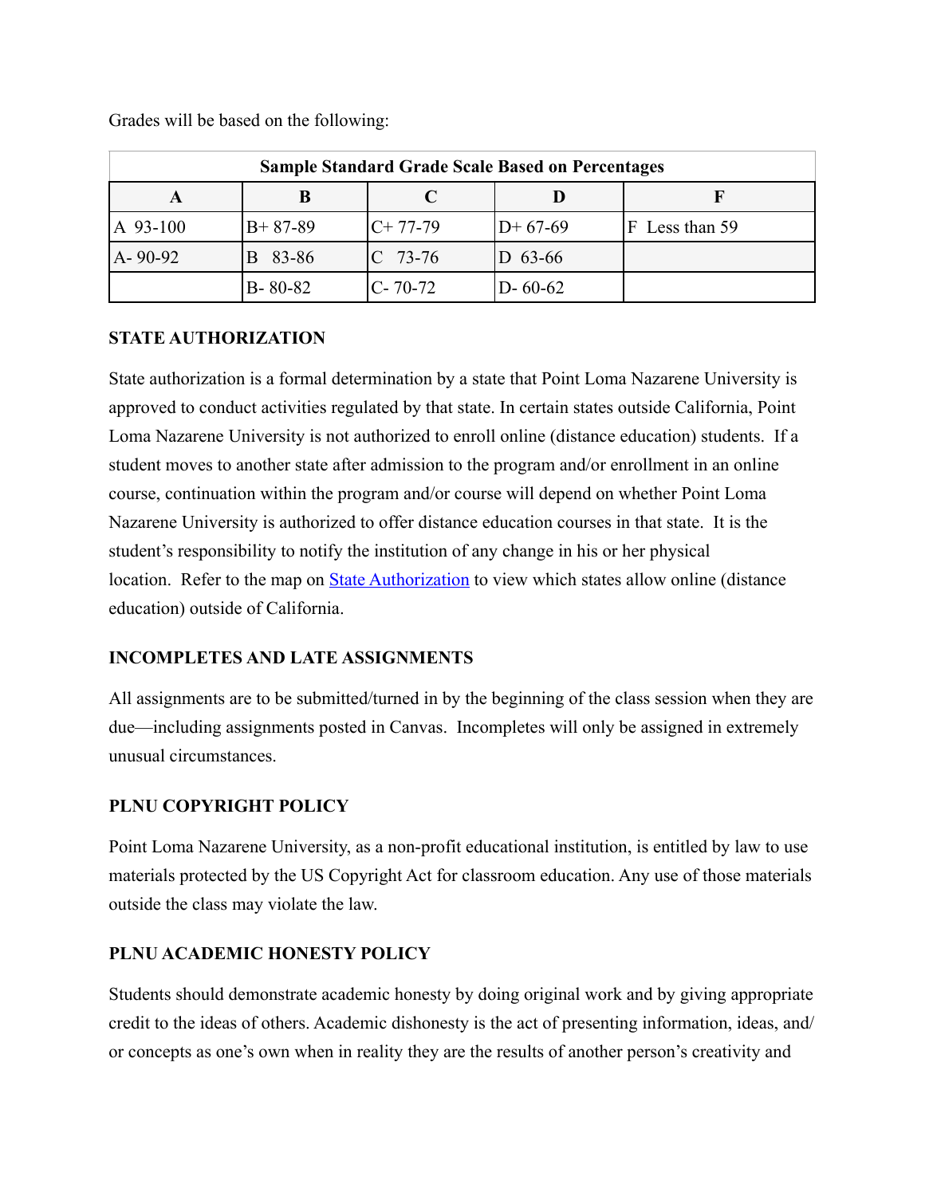Grades will be based on the following:

| Sample Standard Grade Scale Based on Percentages | | | | |
|---|---|---|---|---|
| **A** | **B** | **C** | **D** | **F** |
| A 93-100 | B+ 87-89 | C+ 77-79 | D+ 67-69 | F Less than 59 |
| A- 90-92 | B 83-86 | C 73-76 | D 63-66 | |
| | B- 80-82 | C- 70-72 | D- 60-62 | |

**STATE AUTHORIZATION**

State authorization is a formal determination by a state that Point Loma Nazarene University is approved to conduct activities regulated by that state. In certain states outside California, Point Loma Nazarene University is not authorized to enroll online (distance education) students. If a student moves to another state after admission to the program and/or enrollment in an online course, continuation within the program and/or course will depend on whether Point Loma Nazarene University is authorized to offer distance education courses in that state. It is the student's responsibility to notify the institution of any change in his or her physical location. Refer to the map on [State Authorization](State Authorization) to view which states allow online (distance education) outside of California.

**INCOMPLETES AND LATE ASSIGNMENTS**

All assignments are to be submitted/turned in by the beginning of the class session when they are due—including assignments posted in Canvas. Incompletes will only be assigned in extremely unusual circumstances.

**PLNU COPYRIGHT POLICY**

Point Loma Nazarene University, as a non-profit educational institution, is entitled by law to use materials protected by the US Copyright Act for classroom education. Any use of those materials outside the class may violate the law.

**PLNU ACADEMIC HONESTY POLICY**

Students should demonstrate academic honesty by doing original work and by giving appropriate credit to the ideas of others. Academic dishonesty is the act of presenting information, ideas, and/or concepts as one's own when in reality they are the results of another person's creativity and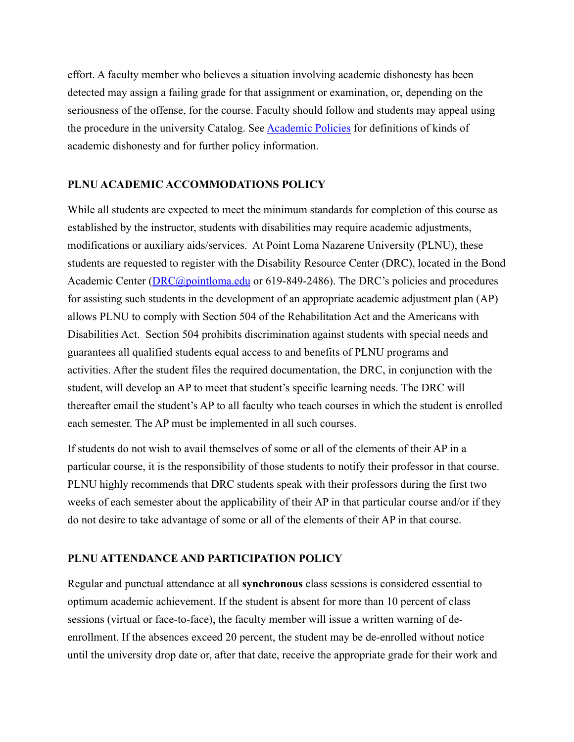effort. A faculty member who believes a situation involving academic dishonesty has been detected may assign a failing grade for that assignment or examination, or, depending on the seriousness of the offense, for the course. Faculty should follow and students may appeal using the procedure in the university Catalog. See [Academic Policies]() for definitions of kinds of academic dishonesty and for further policy information.

## PLNU ACADEMIC ACCOMMODATIONS POLICY

While all students are expected to meet the minimum standards for completion of this course as established by the instructor, students with disabilities may require academic adjustments, modifications or auxiliary aids/services. At Point Loma Nazarene University (PLNU), these students are requested to register with the Disability Resource Center (DRC), located in the Bond Academic Center ([DRC@pointloma.edu](mailto:DRC@pointloma.edu) or 619-849-2486). The DRC's policies and procedures for assisting such students in the development of an appropriate academic adjustment plan (AP) allows PLNU to comply with Section 504 of the Rehabilitation Act and the Americans with Disabilities Act. Section 504 prohibits discrimination against students with special needs and guarantees all qualified students equal access to and benefits of PLNU programs and activities. After the student files the required documentation, the DRC, in conjunction with the student, will develop an AP to meet that student's specific learning needs. The DRC will thereafter email the student's AP to all faculty who teach courses in which the student is enrolled each semester. The AP must be implemented in all such courses.

If students do not wish to avail themselves of some or all of the elements of their AP in a particular course, it is the responsibility of those students to notify their professor in that course. PLNU highly recommends that DRC students speak with their professors during the first two weeks of each semester about the applicability of their AP in that particular course and/or if they do not desire to take advantage of some or all of the elements of their AP in that course.

## PLNU ATTENDANCE AND PARTICIPATION POLICY

Regular and punctual attendance at all **synchronous** class sessions is considered essential to optimum academic achievement. If the student is absent for more than 10 percent of class sessions (virtual or face-to-face), the faculty member will issue a written warning of de-enrollment. If the absences exceed 20 percent, the student may be de-enrolled without notice until the university drop date or, after that date, receive the appropriate grade for their work and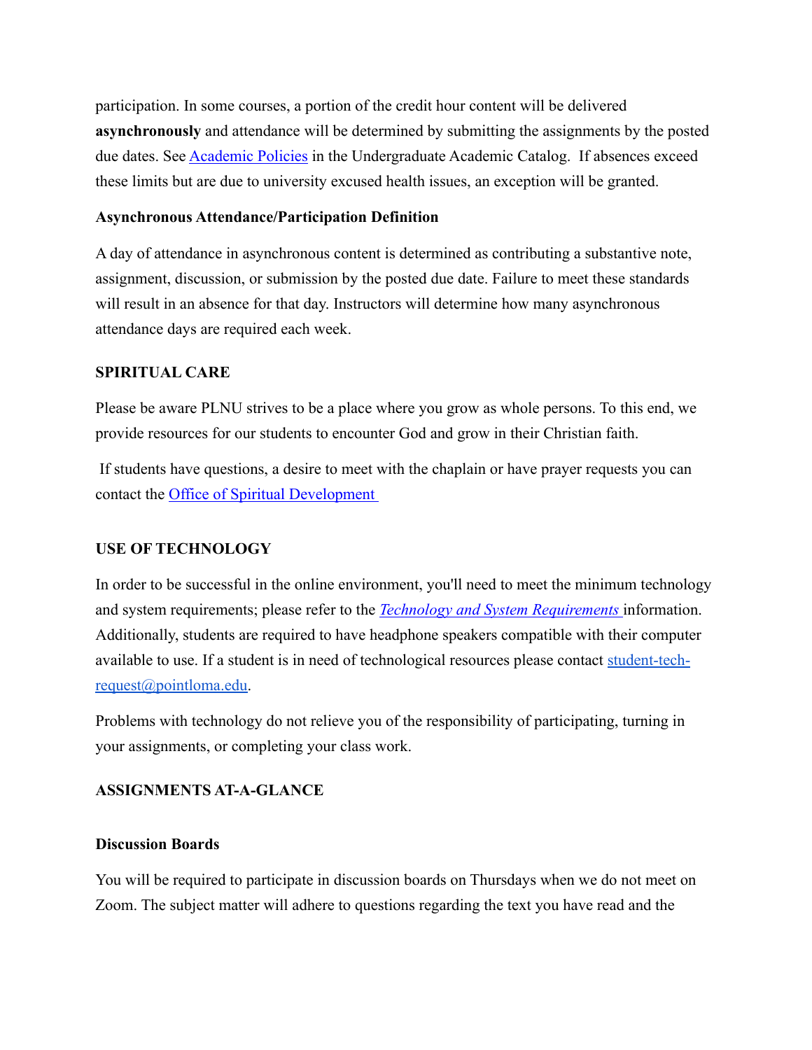participation. In some courses, a portion of the credit hour content will be delivered **asynchronously** and attendance will be determined by submitting the assignments by the posted due dates. See [Academic Policies]() in the Undergraduate Academic Catalog. If absences exceed these limits but are due to university excused health issues, an exception will be granted.

**Asynchronous Attendance/Participation Definition**

A day of attendance in asynchronous content is determined as contributing a substantive note, assignment, discussion, or submission by the posted due date. Failure to meet these standards will result in an absence for that day. Instructors will determine how many asynchronous attendance days are required each week.

**SPIRITUAL CARE**

Please be aware PLNU strives to be a place where you grow as whole persons. To this end, we provide resources for our students to encounter God and grow in their Christian faith.

If students have questions, a desire to meet with the chaplain or have prayer requests you can contact the [Office of Spiritual Development]()

**USE OF TECHNOLOGY**

In order to be successful in the online environment, you'll need to meet the minimum technology and system requirements; please refer to the [*Technology and System Requirements*]() information. Additionally, students are required to have headphone speakers compatible with their computer available to use. If a student is in need of technological resources please contact [student-tech-request@pointloma.edu](mailto:student-tech-request@pointloma.edu).

Problems with technology do not relieve you of the responsibility of participating, turning in your assignments, or completing your class work.

**ASSIGNMENTS AT-A-GLANCE**

**Discussion Boards**

You will be required to participate in discussion boards on Thursdays when we do not meet on Zoom. The subject matter will adhere to questions regarding the text you have read and the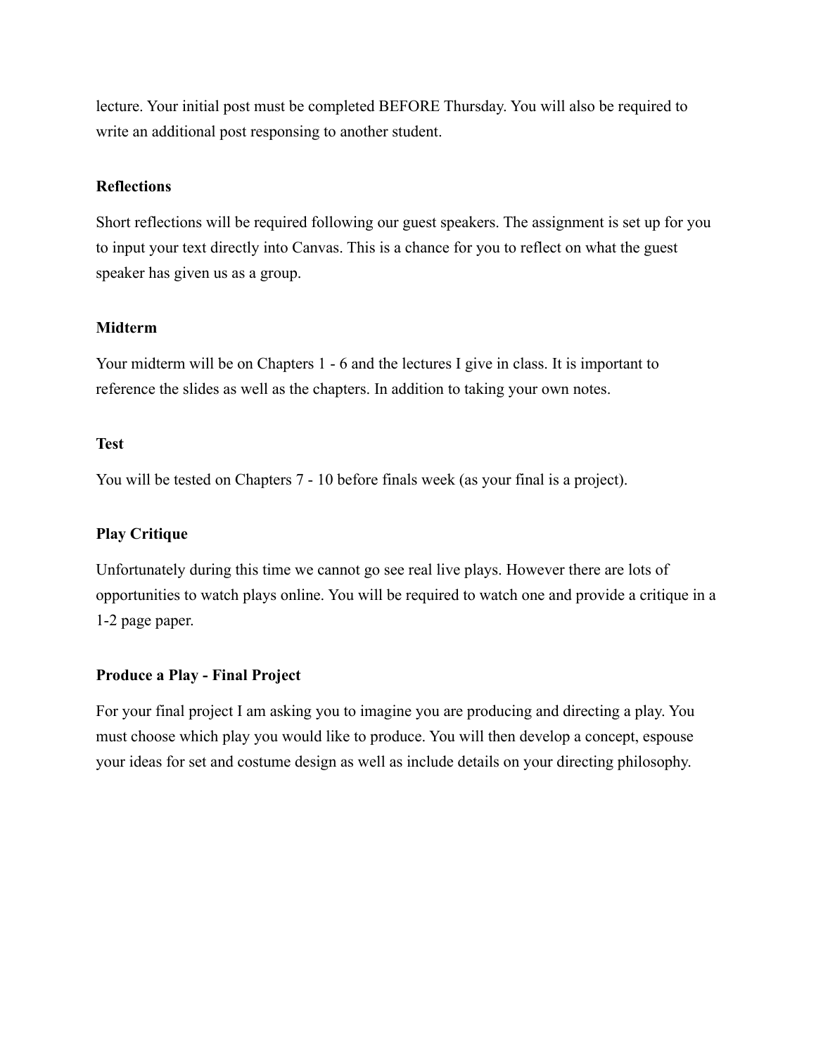lecture. Your initial post must be completed BEFORE Thursday. You will also be required to write an additional post responsing to another student.

**Reflections**

Short reflections will be required following our guest speakers. The assignment is set up for you to input your text directly into Canvas. This is a chance for you to reflect on what the guest speaker has given us as a group.

**Midterm**

Your midterm will be on Chapters 1 - 6 and the lectures I give in class. It is important to reference the slides as well as the chapters. In addition to taking your own notes.

**Test**

You will be tested on Chapters 7 - 10 before finals week (as your final is a project).

**Play Critique**

Unfortunately during this time we cannot go see real live plays. However there are lots of opportunities to watch plays online. You will be required to watch one and provide a critique in a 1-2 page paper.

**Produce a Play - Final Project**

For your final project I am asking you to imagine you are producing and directing a play. You must choose which play you would like to produce. You will then develop a concept, espouse your ideas for set and costume design as well as include details on your directing philosophy.